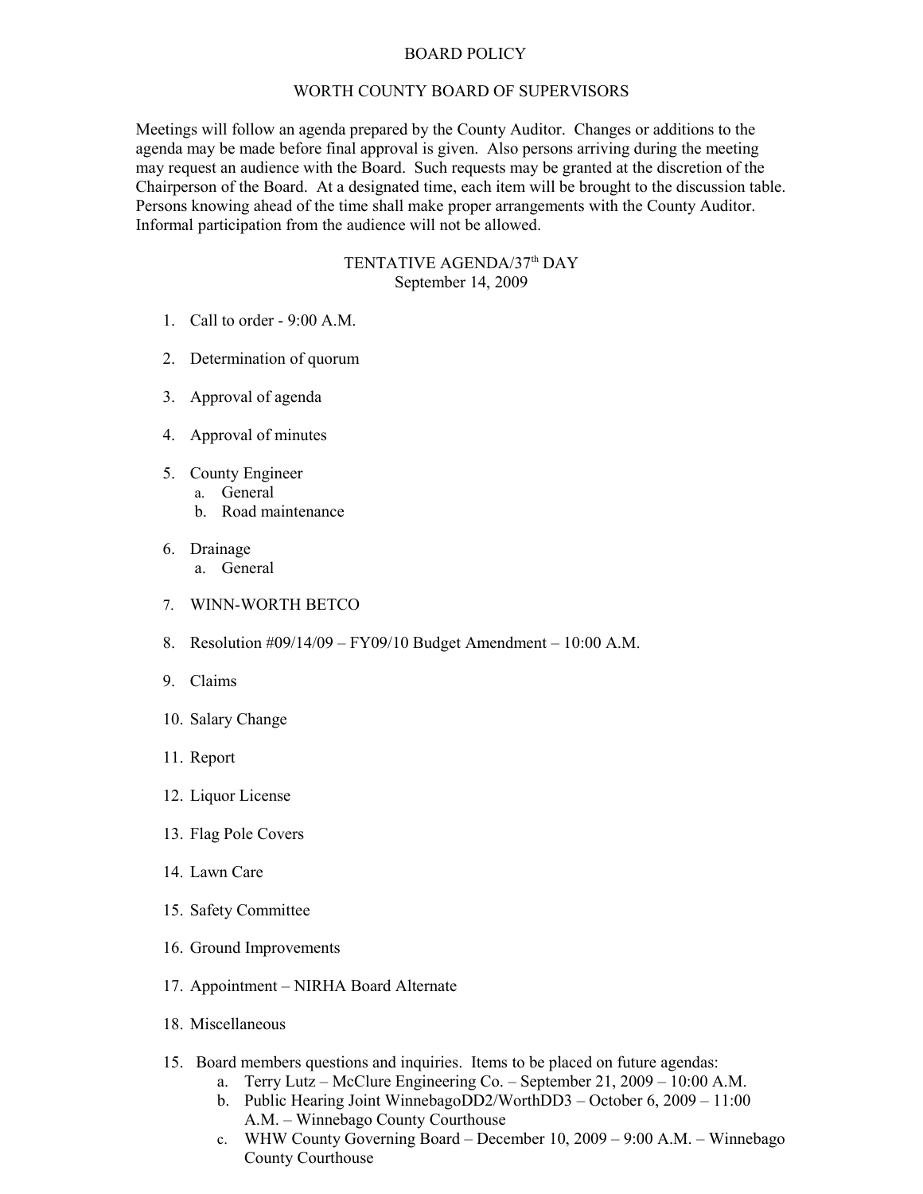# BOARD POLICY

## WORTH COUNTY BOARD OF SUPERVISORS

Meetings will follow an agenda prepared by the County Auditor. Changes or additions to the agenda may be made before final approval is given. Also persons arriving during the meeting may request an audience with the Board. Such requests may be granted at the discretion of the Chairperson of the Board. At a designated time, each item will be brought to the discussion table. Persons knowing ahead of the time shall make proper arrangements with the County Auditor. Informal participation from the audience will not be allowed.

## TENTATIVE AGENDA/37th DAY
September 14, 2009

1. Call to order - 9:00 A.M.

2. Determination of quorum

3. Approval of agenda

4. Approval of minutes

5. County Engineer
   a. General
   b. Road maintenance

6. Drainage
   a. General

7. WINN-WORTH BETCO

8. Resolution #09/14/09 – FY09/10 Budget Amendment – 10:00 A.M.

9. Claims

10. Salary Change

11. Report

12. Liquor License

13. Flag Pole Covers

14. Lawn Care

15. Safety Committee

16. Ground Improvements

17. Appointment – NIRHA Board Alternate

18. Miscellaneous

15. Board members questions and inquiries. Items to be placed on future agendas:
    a. Terry Lutz – McClure Engineering Co. – September 21, 2009 – 10:00 A.M.
    b. Public Hearing Joint WinnebagoDD2/WorthDD3 – October 6, 2009 – 11:00 A.M. – Winnebago County Courthouse
    c. WHW County Governing Board – December 10, 2009 – 9:00 A.M. – Winnebago County Courthouse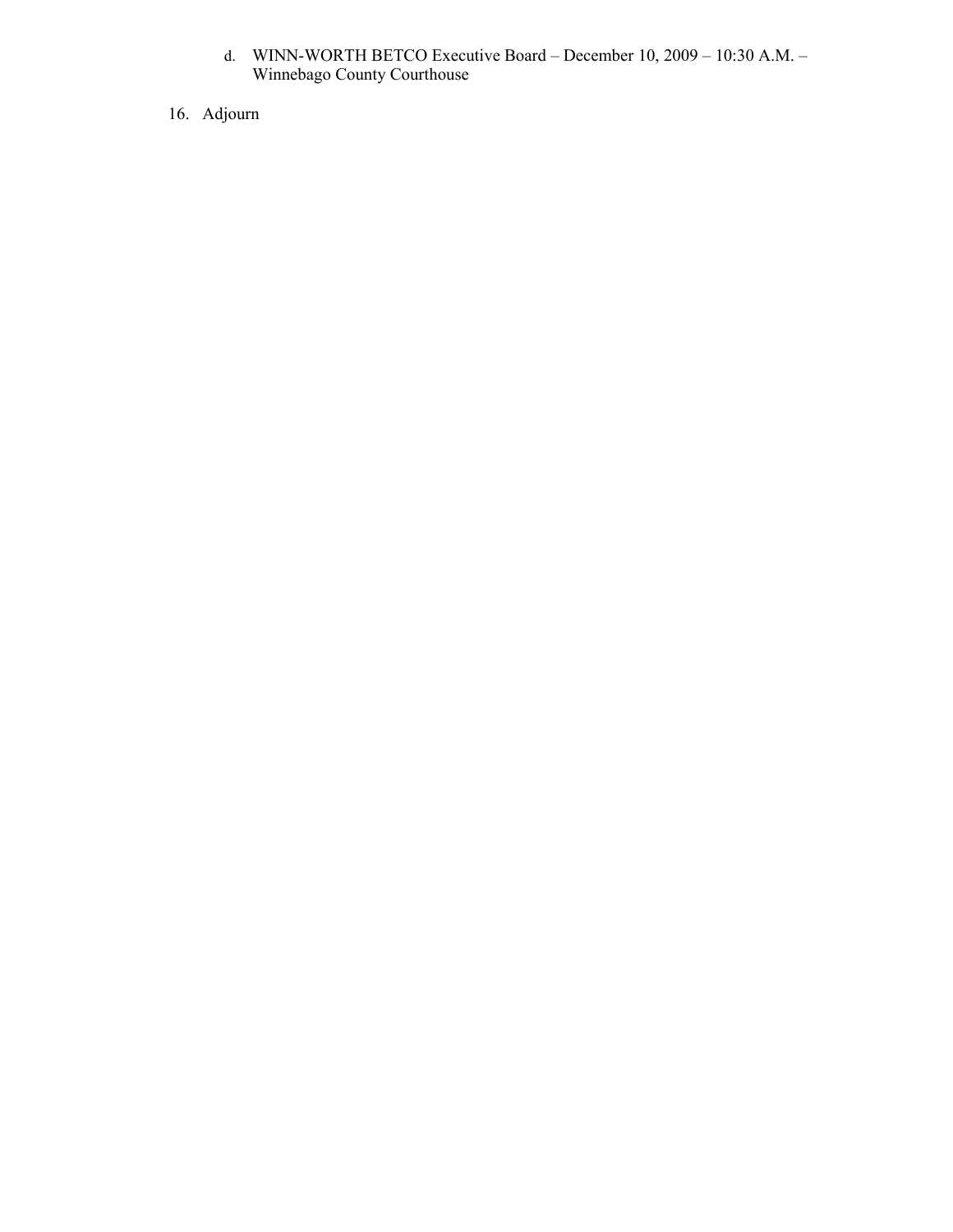d. WINN-WORTH BETCO Executive Board – December 10, 2009 – 10:30 A.M. – Winnebago County Courthouse

16. Adjourn